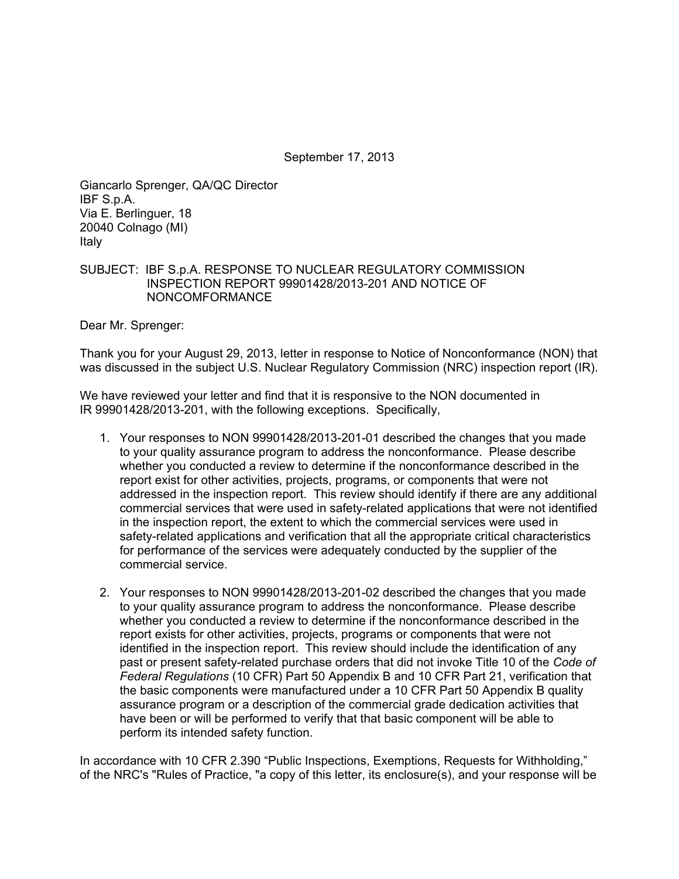September 17, 2013

Giancarlo Sprenger, QA/QC Director
IBF S.p.A.
Via E. Berlinguer, 18
20040 Colnago (MI)
Italy

SUBJECT: IBF S.p.A. RESPONSE TO NUCLEAR REGULATORY COMMISSION INSPECTION REPORT 99901428/2013-201 AND NOTICE OF NONCOMFORMANCE

Dear Mr. Sprenger:

Thank you for your August 29, 2013, letter in response to Notice of Nonconformance (NON) that was discussed in the subject U.S. Nuclear Regulatory Commission (NRC) inspection report (IR).

We have reviewed your letter and find that it is responsive to the NON documented in IR 99901428/2013-201, with the following exceptions. Specifically,

1. Your responses to NON 99901428/2013-201-01 described the changes that you made to your quality assurance program to address the nonconformance. Please describe whether you conducted a review to determine if the nonconformance described in the report exist for other activities, projects, programs, or components that were not addressed in the inspection report. This review should identify if there are any additional commercial services that were used in safety-related applications that were not identified in the inspection report, the extent to which the commercial services were used in safety-related applications and verification that all the appropriate critical characteristics for performance of the services were adequately conducted by the supplier of the commercial service.

2. Your responses to NON 99901428/2013-201-02 described the changes that you made to your quality assurance program to address the nonconformance. Please describe whether you conducted a review to determine if the nonconformance described in the report exists for other activities, projects, programs or components that were not identified in the inspection report. This review should include the identification of any past or present safety-related purchase orders that did not invoke Title 10 of the *Code of Federal Regulations* (10 CFR) Part 50 Appendix B and 10 CFR Part 21, verification that the basic components were manufactured under a 10 CFR Part 50 Appendix B quality assurance program or a description of the commercial grade dedication activities that have been or will be performed to verify that that basic component will be able to perform its intended safety function.

In accordance with 10 CFR 2.390 "Public Inspections, Exemptions, Requests for Withholding," of the NRC's "Rules of Practice, "a copy of this letter, its enclosure(s), and your response will be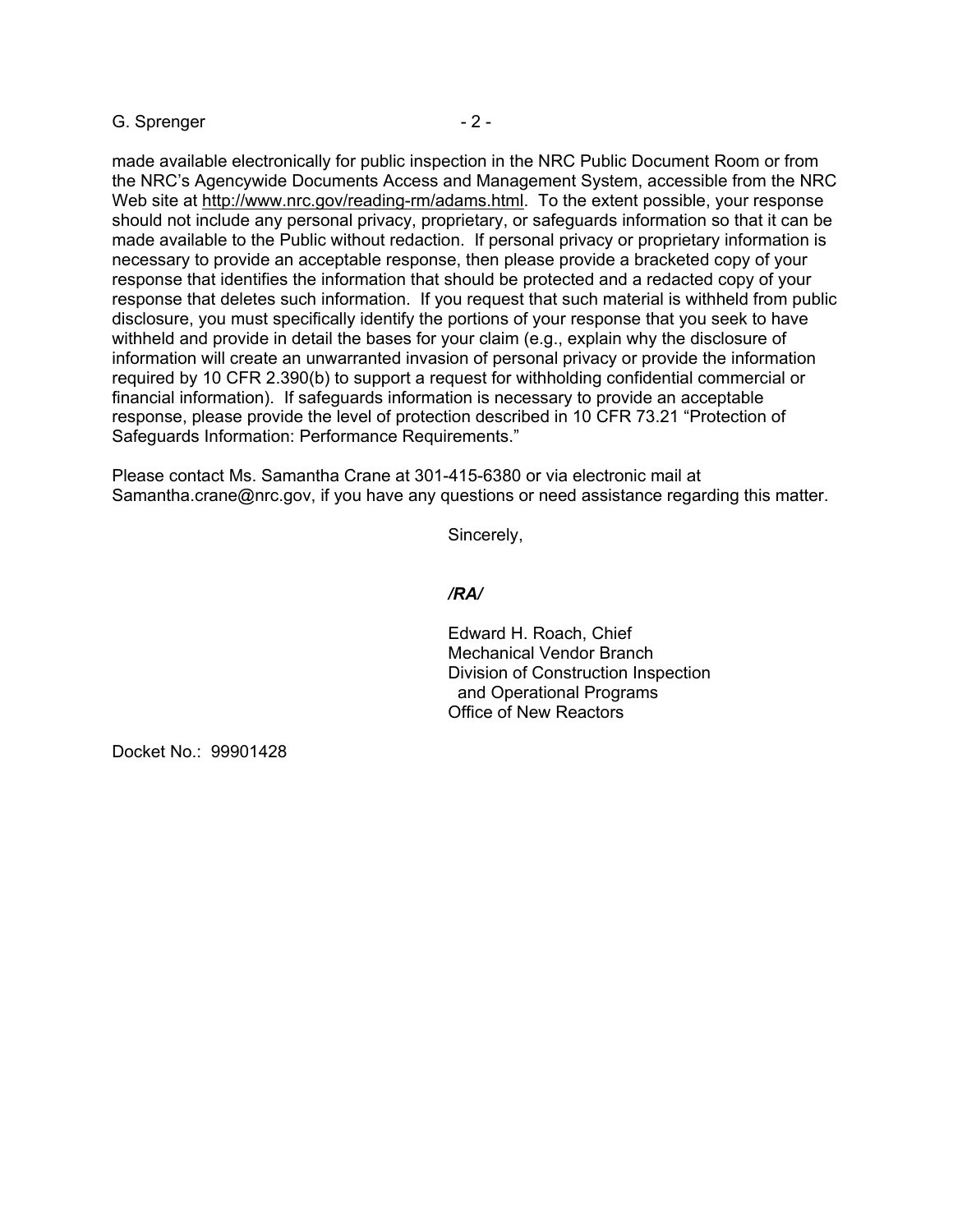made available electronically for public inspection in the NRC Public Document Room or from the NRC's Agencywide Documents Access and Management System, accessible from the NRC Web site at http://www.nrc.gov/reading-rm/adams.html. To the extent possible, your response should not include any personal privacy, proprietary, or safeguards information so that it can be made available to the Public without redaction. If personal privacy or proprietary information is necessary to provide an acceptable response, then please provide a bracketed copy of your response that identifies the information that should be protected and a redacted copy of your response that deletes such information. If you request that such material is withheld from public disclosure, you must specifically identify the portions of your response that you seek to have withheld and provide in detail the bases for your claim (e.g., explain why the disclosure of information will create an unwarranted invasion of personal privacy or provide the information required by 10 CFR 2.390(b) to support a request for withholding confidential commercial or financial information). If safeguards information is necessary to provide an acceptable response, please provide the level of protection described in 10 CFR 73.21 "Protection of Safeguards Information: Performance Requirements."

Please contact Ms. Samantha Crane at 301-415-6380 or via electronic mail at Samantha.crane@nrc.gov, if you have any questions or need assistance regarding this matter.

Sincerely,

*/RA/*

Edward H. Roach, Chief
Mechanical Vendor Branch
Division of Construction Inspection
and Operational Programs
Office of New Reactors

Docket No.: 99901428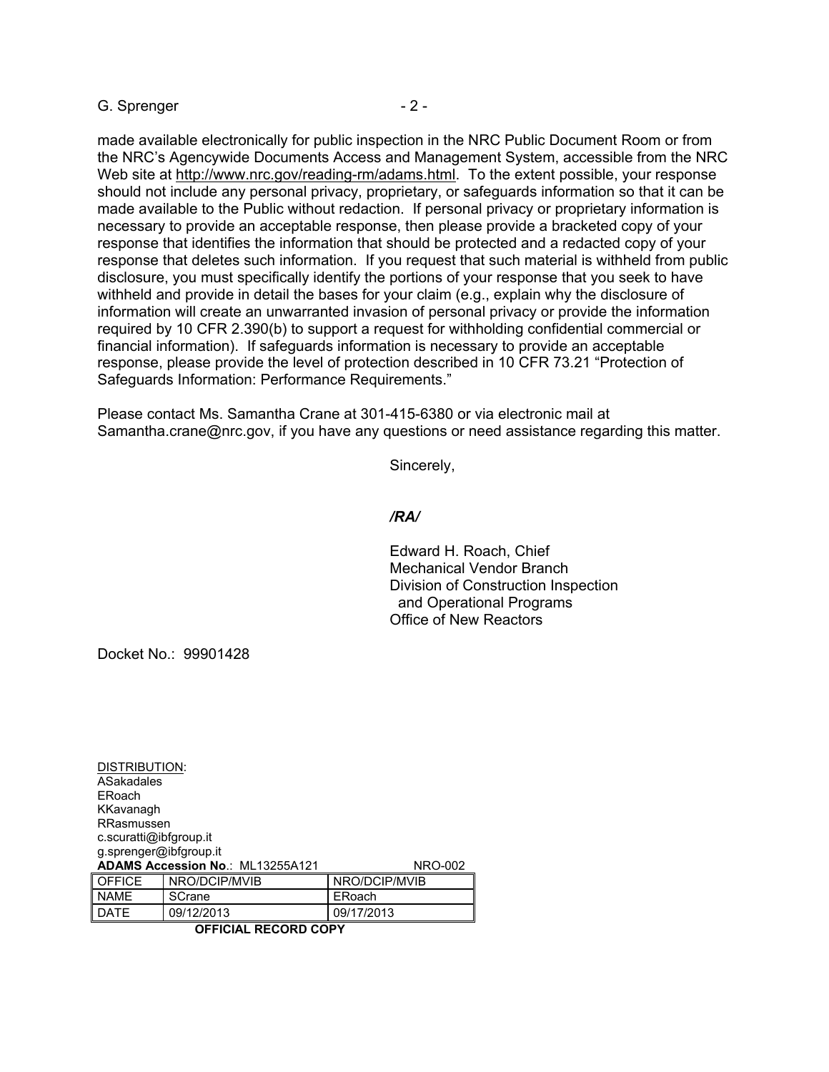made available electronically for public inspection in the NRC Public Document Room or from the NRC's Agencywide Documents Access and Management System, accessible from the NRC Web site at http://www.nrc.gov/reading-rm/adams.html. To the extent possible, your response should not include any personal privacy, proprietary, or safeguards information so that it can be made available to the Public without redaction. If personal privacy or proprietary information is necessary to provide an acceptable response, then please provide a bracketed copy of your response that identifies the information that should be protected and a redacted copy of your response that deletes such information. If you request that such material is withheld from public disclosure, you must specifically identify the portions of your response that you seek to have withheld and provide in detail the bases for your claim (e.g., explain why the disclosure of information will create an unwarranted invasion of personal privacy or provide the information required by 10 CFR 2.390(b) to support a request for withholding confidential commercial or financial information). If safeguards information is necessary to provide an acceptable response, please provide the level of protection described in 10 CFR 73.21 "Protection of Safeguards Information: Performance Requirements."

Please contact Ms. Samantha Crane at 301-415-6380 or via electronic mail at Samantha.crane@nrc.gov, if you have any questions or need assistance regarding this matter.

Sincerely,

*/RA/*

Edward H. Roach, Chief
Mechanical Vendor Branch
Division of Construction Inspection
and Operational Programs
Office of New Reactors

Docket No.: 99901428

DISTRIBUTION:
ASakadales
ERoach
KKavanagh
RRasmussen
c.scuratti@ibfgroup.it
g.sprenger@ibfgroup.it

**ADAMS Accession No**.: ML13255A121 NRO-002

| OFFICE | NRO/DCIP/MVIB | NRO/DCIP/MVIB |
|---|---|---|
| NAME | SCrane | ERoach |
| DATE | 09/12/2013 | 09/17/2013 |

**OFFICIAL RECORD COPY**